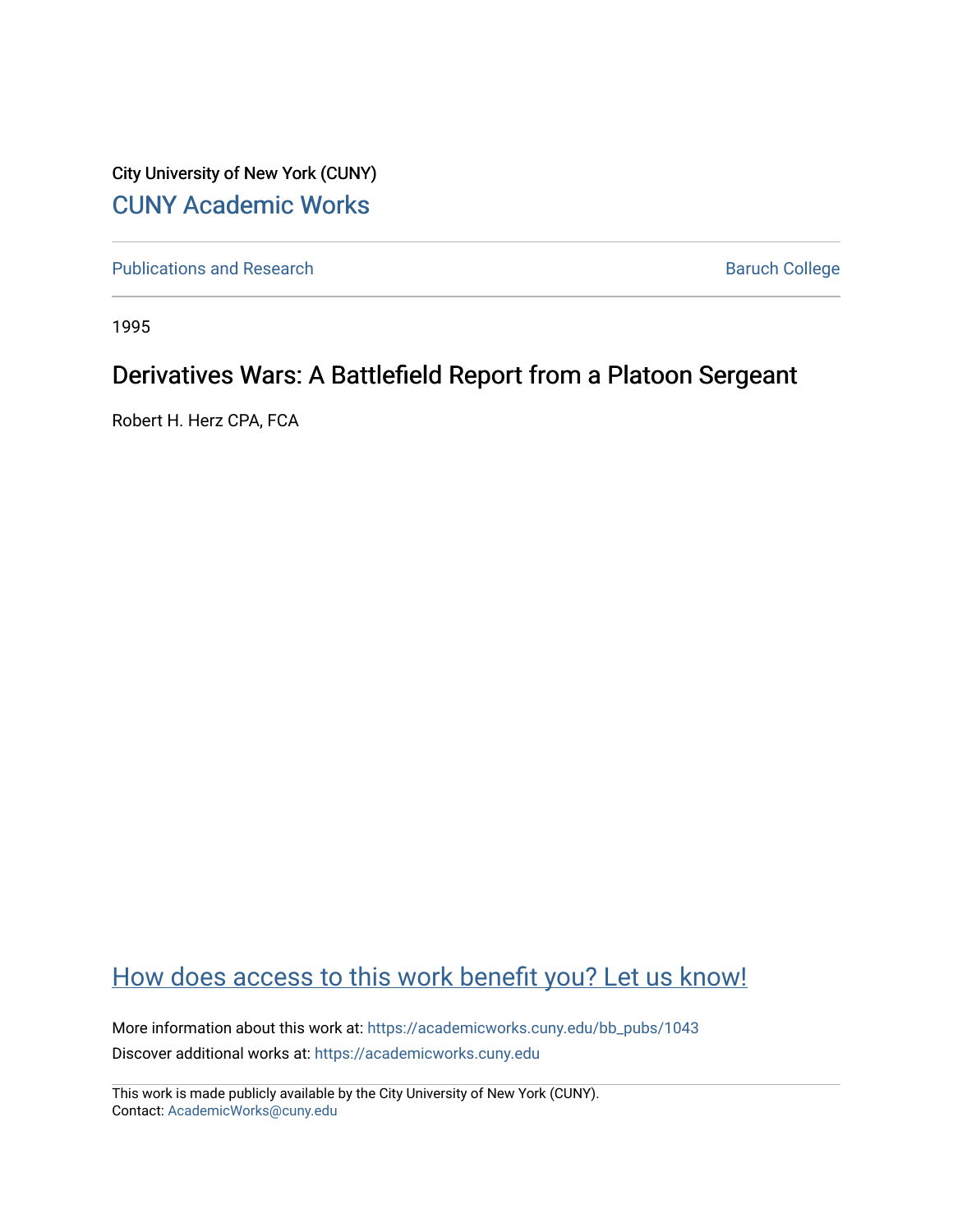City University of New York (CUNY)

CUNY Academic Works

Publications and Research

Baruch College

1995

# Derivatives Wars: A Battlefield Report from a Platoon Sergeant

Robert H. Herz CPA, FCA

How does access to this work benefit you? Let us know!

More information about this work at: https://academicworks.cuny.edu/bb_pubs/1043

Discover additional works at: https://academicworks.cuny.edu

This work is made publicly available by the City University of New York (CUNY).
Contact: AcademicWorks@cuny.edu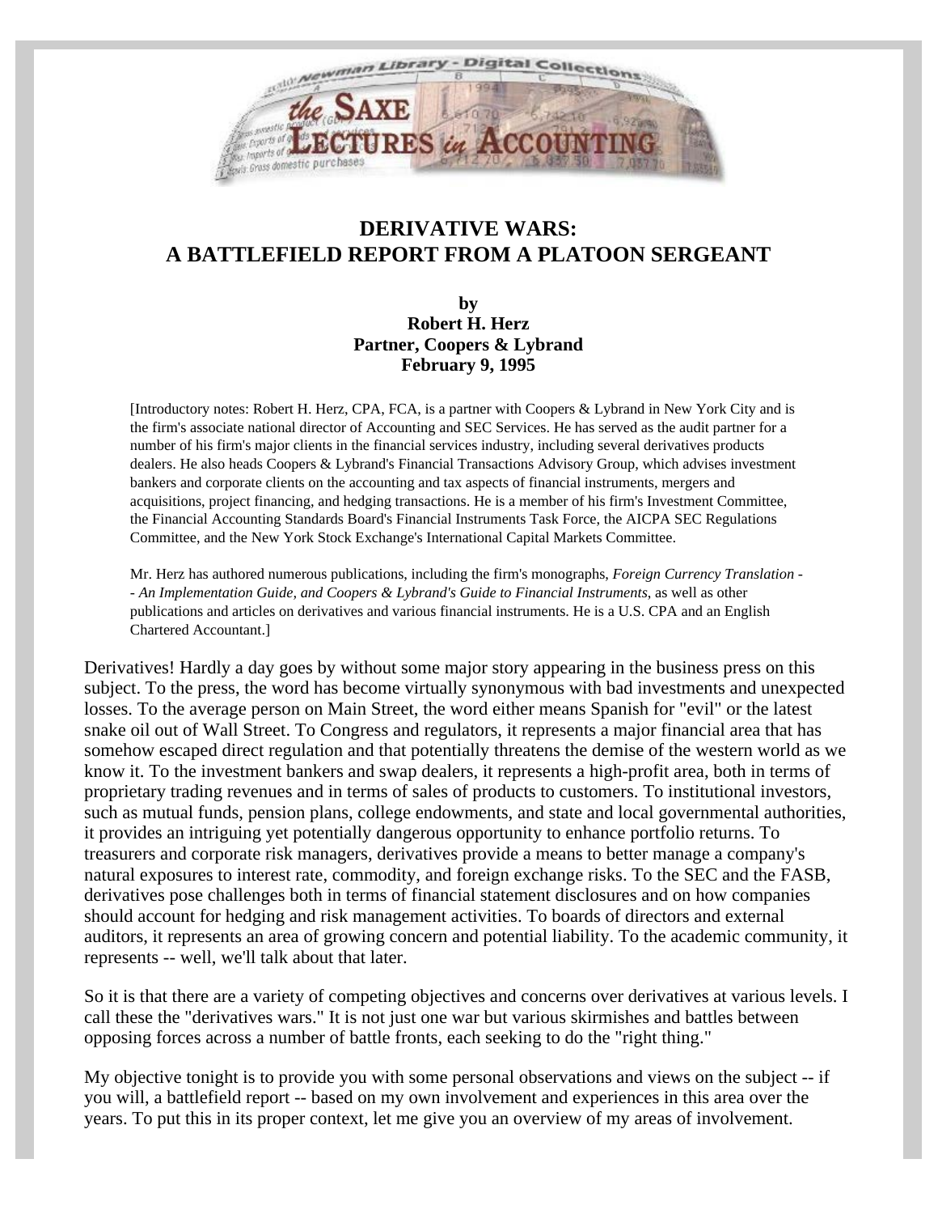# DERIVATIVE WARS: A BATTLEFIELD REPORT FROM A PLATOON SERGEANT

**by**
**Robert H. Herz**
**Partner, Coopers & Lybrand**
**February 9, 1995**

[Introductory notes: Robert H. Herz, CPA, FCA, is a partner with Coopers & Lybrand in New York City and is the firm's associate national director of Accounting and SEC Services. He has served as the audit partner for a number of his firm's major clients in the financial services industry, including several derivatives products dealers. He also heads Coopers & Lybrand's Financial Transactions Advisory Group, which advises investment bankers and corporate clients on the accounting and tax aspects of financial instruments, mergers and acquisitions, project financing, and hedging transactions. He is a member of his firm's Investment Committee, the Financial Accounting Standards Board's Financial Instruments Task Force, the AICPA SEC Regulations Committee, and the New York Stock Exchange's International Capital Markets Committee.

Mr. Herz has authored numerous publications, including the firm's monographs, *Foreign Currency Translation -- An Implementation Guide, and Coopers & Lybrand's Guide to Financial Instruments*, as well as other publications and articles on derivatives and various financial instruments. He is a U.S. CPA and an English Chartered Accountant.]

Derivatives! Hardly a day goes by without some major story appearing in the business press on this subject. To the press, the word has become virtually synonymous with bad investments and unexpected losses. To the average person on Main Street, the word either means Spanish for "evil" or the latest snake oil out of Wall Street. To Congress and regulators, it represents a major financial area that has somehow escaped direct regulation and that potentially threatens the demise of the western world as we know it. To the investment bankers and swap dealers, it represents a high-profit area, both in terms of proprietary trading revenues and in terms of sales of products to customers. To institutional investors, such as mutual funds, pension plans, college endowments, and state and local governmental authorities, it provides an intriguing yet potentially dangerous opportunity to enhance portfolio returns. To treasurers and corporate risk managers, derivatives provide a means to better manage a company's natural exposures to interest rate, commodity, and foreign exchange risks. To the SEC and the FASB, derivatives pose challenges both in terms of financial statement disclosures and on how companies should account for hedging and risk management activities. To boards of directors and external auditors, it represents an area of growing concern and potential liability. To the academic community, it represents -- well, we'll talk about that later.

So it is that there are a variety of competing objectives and concerns over derivatives at various levels. I call these the "derivatives wars." It is not just one war but various skirmishes and battles between opposing forces across a number of battle fronts, each seeking to do the "right thing."

My objective tonight is to provide you with some personal observations and views on the subject -- if you will, a battlefield report -- based on my own involvement and experiences in this area over the years. To put this in its proper context, let me give you an overview of my areas of involvement.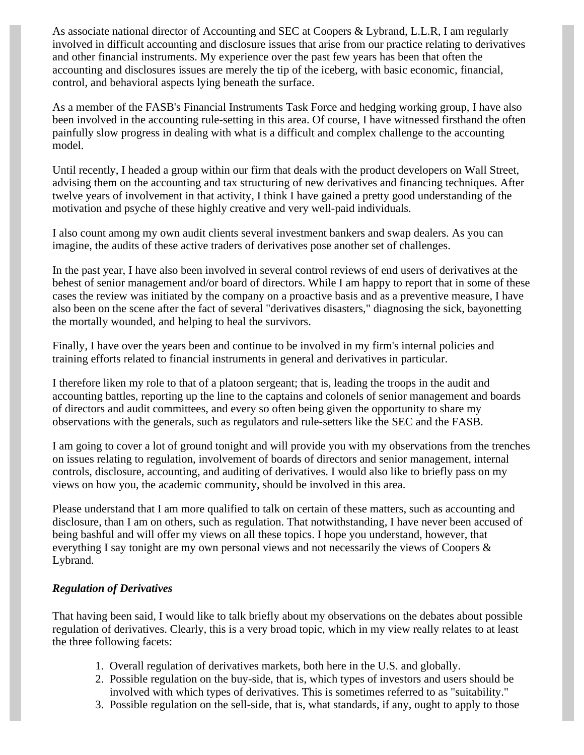As associate national director of Accounting and SEC at Coopers & Lybrand, L.L.R, I am regularly involved in difficult accounting and disclosure issues that arise from our practice relating to derivatives and other financial instruments. My experience over the past few years has been that often the accounting and disclosures issues are merely the tip of the iceberg, with basic economic, financial, control, and behavioral aspects lying beneath the surface.

As a member of the FASB's Financial Instruments Task Force and hedging working group, I have also been involved in the accounting rule-setting in this area. Of course, I have witnessed firsthand the often painfully slow progress in dealing with what is a difficult and complex challenge to the accounting model.

Until recently, I headed a group within our firm that deals with the product developers on Wall Street, advising them on the accounting and tax structuring of new derivatives and financing techniques. After twelve years of involvement in that activity, I think I have gained a pretty good understanding of the motivation and psyche of these highly creative and very well-paid individuals.

I also count among my own audit clients several investment bankers and swap dealers. As you can imagine, the audits of these active traders of derivatives pose another set of challenges.

In the past year, I have also been involved in several control reviews of end users of derivatives at the behest of senior management and/or board of directors. While I am happy to report that in some of these cases the review was initiated by the company on a proactive basis and as a preventive measure, I have also been on the scene after the fact of several "derivatives disasters," diagnosing the sick, bayonetting the mortally wounded, and helping to heal the survivors.

Finally, I have over the years been and continue to be involved in my firm's internal policies and training efforts related to financial instruments in general and derivatives in particular.

I therefore liken my role to that of a platoon sergeant; that is, leading the troops in the audit and accounting battles, reporting up the line to the captains and colonels of senior management and boards of directors and audit committees, and every so often being given the opportunity to share my observations with the generals, such as regulators and rule-setters like the SEC and the FASB.

I am going to cover a lot of ground tonight and will provide you with my observations from the trenches on issues relating to regulation, involvement of boards of directors and senior management, internal controls, disclosure, accounting, and auditing of derivatives. I would also like to briefly pass on my views on how you, the academic community, should be involved in this area.

Please understand that I am more qualified to talk on certain of these matters, such as accounting and disclosure, than I am on others, such as regulation. That notwithstanding, I have never been accused of being bashful and will offer my views on all these topics. I hope you understand, however, that everything I say tonight are my own personal views and not necessarily the views of Coopers & Lybrand.

### *Regulation of Derivatives*

That having been said, I would like to talk briefly about my observations on the debates about possible regulation of derivatives. Clearly, this is a very broad topic, which in my view really relates to at least the three following facets:

1. Overall regulation of derivatives markets, both here in the U.S. and globally.
2. Possible regulation on the buy-side, that is, which types of investors and users should be involved with which types of derivatives. This is sometimes referred to as "suitability."
3. Possible regulation on the sell-side, that is, what standards, if any, ought to apply to those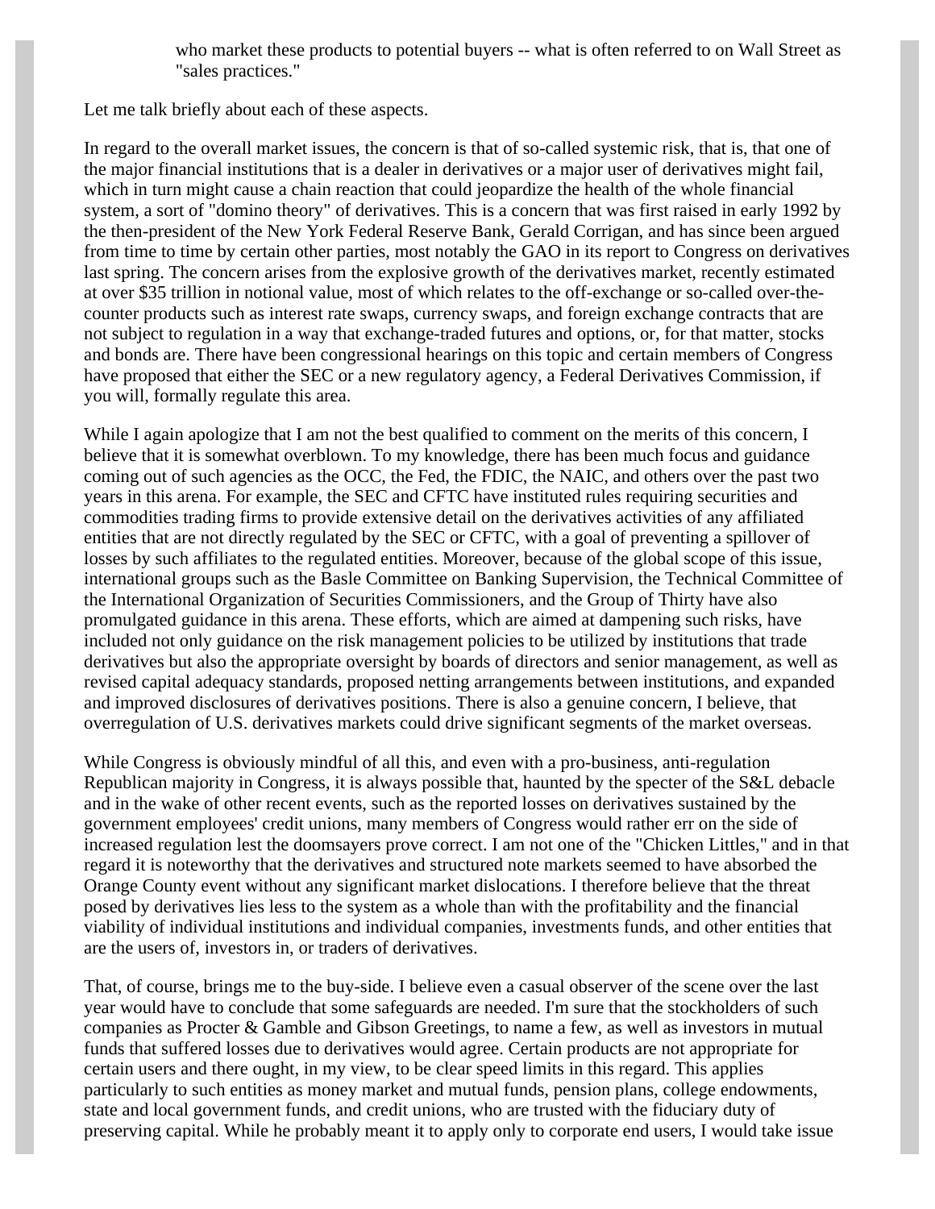who market these products to potential buyers -- what is often referred to on Wall Street as "sales practices."

Let me talk briefly about each of these aspects.

In regard to the overall market issues, the concern is that of so-called systemic risk, that is, that one of the major financial institutions that is a dealer in derivatives or a major user of derivatives might fail, which in turn might cause a chain reaction that could jeopardize the health of the whole financial system, a sort of "domino theory" of derivatives. This is a concern that was first raised in early 1992 by the then-president of the New York Federal Reserve Bank, Gerald Corrigan, and has since been argued from time to time by certain other parties, most notably the GAO in its report to Congress on derivatives last spring. The concern arises from the explosive growth of the derivatives market, recently estimated at over $35 trillion in notional value, most of which relates to the off-exchange or so-called over-the-counter products such as interest rate swaps, currency swaps, and foreign exchange contracts that are not subject to regulation in a way that exchange-traded futures and options, or, for that matter, stocks and bonds are. There have been congressional hearings on this topic and certain members of Congress have proposed that either the SEC or a new regulatory agency, a Federal Derivatives Commission, if you will, formally regulate this area.

While I again apologize that I am not the best qualified to comment on the merits of this concern, I believe that it is somewhat overblown. To my knowledge, there has been much focus and guidance coming out of such agencies as the OCC, the Fed, the FDIC, the NAIC, and others over the past two years in this arena. For example, the SEC and CFTC have instituted rules requiring securities and commodities trading firms to provide extensive detail on the derivatives activities of any affiliated entities that are not directly regulated by the SEC or CFTC, with a goal of preventing a spillover of losses by such affiliates to the regulated entities. Moreover, because of the global scope of this issue, international groups such as the Basle Committee on Banking Supervision, the Technical Committee of the International Organization of Securities Commissioners, and the Group of Thirty have also promulgated guidance in this arena. These efforts, which are aimed at dampening such risks, have included not only guidance on the risk management policies to be utilized by institutions that trade derivatives but also the appropriate oversight by boards of directors and senior management, as well as revised capital adequacy standards, proposed netting arrangements between institutions, and expanded and improved disclosures of derivatives positions. There is also a genuine concern, I believe, that overregulation of U.S. derivatives markets could drive significant segments of the market overseas.

While Congress is obviously mindful of all this, and even with a pro-business, anti-regulation Republican majority in Congress, it is always possible that, haunted by the specter of the S&L debacle and in the wake of other recent events, such as the reported losses on derivatives sustained by the government employees' credit unions, many members of Congress would rather err on the side of increased regulation lest the doomsayers prove correct. I am not one of the "Chicken Littles," and in that regard it is noteworthy that the derivatives and structured note markets seemed to have absorbed the Orange County event without any significant market dislocations. I therefore believe that the threat posed by derivatives lies less to the system as a whole than with the profitability and the financial viability of individual institutions and individual companies, investments funds, and other entities that are the users of, investors in, or traders of derivatives.

That, of course, brings me to the buy-side. I believe even a casual observer of the scene over the last year would have to conclude that some safeguards are needed. I'm sure that the stockholders of such companies as Procter & Gamble and Gibson Greetings, to name a few, as well as investors in mutual funds that suffered losses due to derivatives would agree. Certain products are not appropriate for certain users and there ought, in my view, to be clear speed limits in this regard. This applies particularly to such entities as money market and mutual funds, pension plans, college endowments, state and local government funds, and credit unions, who are trusted with the fiduciary duty of preserving capital. While he probably meant it to apply only to corporate end users, I would take issue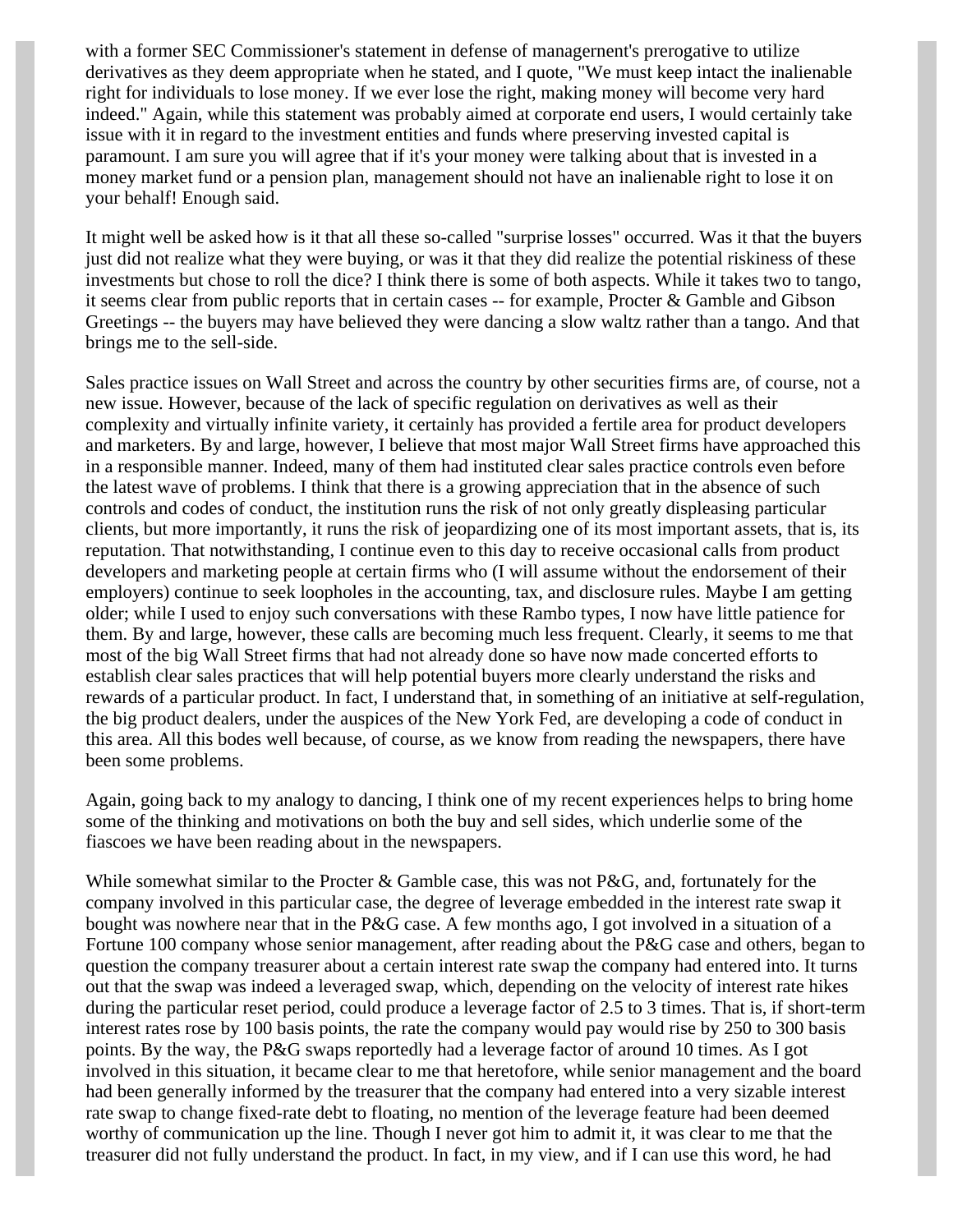with a former SEC Commissioner's statement in defense of managernent's prerogative to utilize derivatives as they deem appropriate when he stated, and I quote, "We must keep intact the inalienable right for individuals to lose money. If we ever lose the right, making money will become very hard indeed." Again, while this statement was probably aimed at corporate end users, I would certainly take issue with it in regard to the investment entities and funds where preserving invested capital is paramount. I am sure you will agree that if it's your money were talking about that is invested in a money market fund or a pension plan, management should not have an inalienable right to lose it on your behalf! Enough said.

It might well be asked how is it that all these so-called "surprise losses" occurred. Was it that the buyers just did not realize what they were buying, or was it that they did realize the potential riskiness of these investments but chose to roll the dice? I think there is some of both aspects. While it takes two to tango, it seems clear from public reports that in certain cases -- for example, Procter & Gamble and Gibson Greetings -- the buyers may have believed they were dancing a slow waltz rather than a tango. And that brings me to the sell-side.

Sales practice issues on Wall Street and across the country by other securities firms are, of course, not a new issue. However, because of the lack of specific regulation on derivatives as well as their complexity and virtually infinite variety, it certainly has provided a fertile area for product developers and marketers. By and large, however, I believe that most major Wall Street firms have approached this in a responsible manner. Indeed, many of them had instituted clear sales practice controls even before the latest wave of problems. I think that there is a growing appreciation that in the absence of such controls and codes of conduct, the institution runs the risk of not only greatly displeasing particular clients, but more importantly, it runs the risk of jeopardizing one of its most important assets, that is, its reputation. That notwithstanding, I continue even to this day to receive occasional calls from product developers and marketing people at certain firms who (I will assume without the endorsement of their employers) continue to seek loopholes in the accounting, tax, and disclosure rules. Maybe I am getting older; while I used to enjoy such conversations with these Rambo types, I now have little patience for them. By and large, however, these calls are becoming much less frequent. Clearly, it seems to me that most of the big Wall Street firms that had not already done so have now made concerted efforts to establish clear sales practices that will help potential buyers more clearly understand the risks and rewards of a particular product. In fact, I understand that, in something of an initiative at self-regulation, the big product dealers, under the auspices of the New York Fed, are developing a code of conduct in this area. All this bodes well because, of course, as we know from reading the newspapers, there have been some problems.

Again, going back to my analogy to dancing, I think one of my recent experiences helps to bring home some of the thinking and motivations on both the buy and sell sides, which underlie some of the fiascoes we have been reading about in the newspapers.

While somewhat similar to the Procter & Gamble case, this was not P&G, and, fortunately for the company involved in this particular case, the degree of leverage embedded in the interest rate swap it bought was nowhere near that in the P&G case. A few months ago, I got involved in a situation of a Fortune 100 company whose senior management, after reading about the P&G case and others, began to question the company treasurer about a certain interest rate swap the company had entered into. It turns out that the swap was indeed a leveraged swap, which, depending on the velocity of interest rate hikes during the particular reset period, could produce a leverage factor of 2.5 to 3 times. That is, if short-term interest rates rose by 100 basis points, the rate the company would pay would rise by 250 to 300 basis points. By the way, the P&G swaps reportedly had a leverage factor of around 10 times. As I got involved in this situation, it became clear to me that heretofore, while senior management and the board had been generally informed by the treasurer that the company had entered into a very sizable interest rate swap to change fixed-rate debt to floating, no mention of the leverage feature had been deemed worthy of communication up the line. Though I never got him to admit it, it was clear to me that the treasurer did not fully understand the product. In fact, in my view, and if I can use this word, he had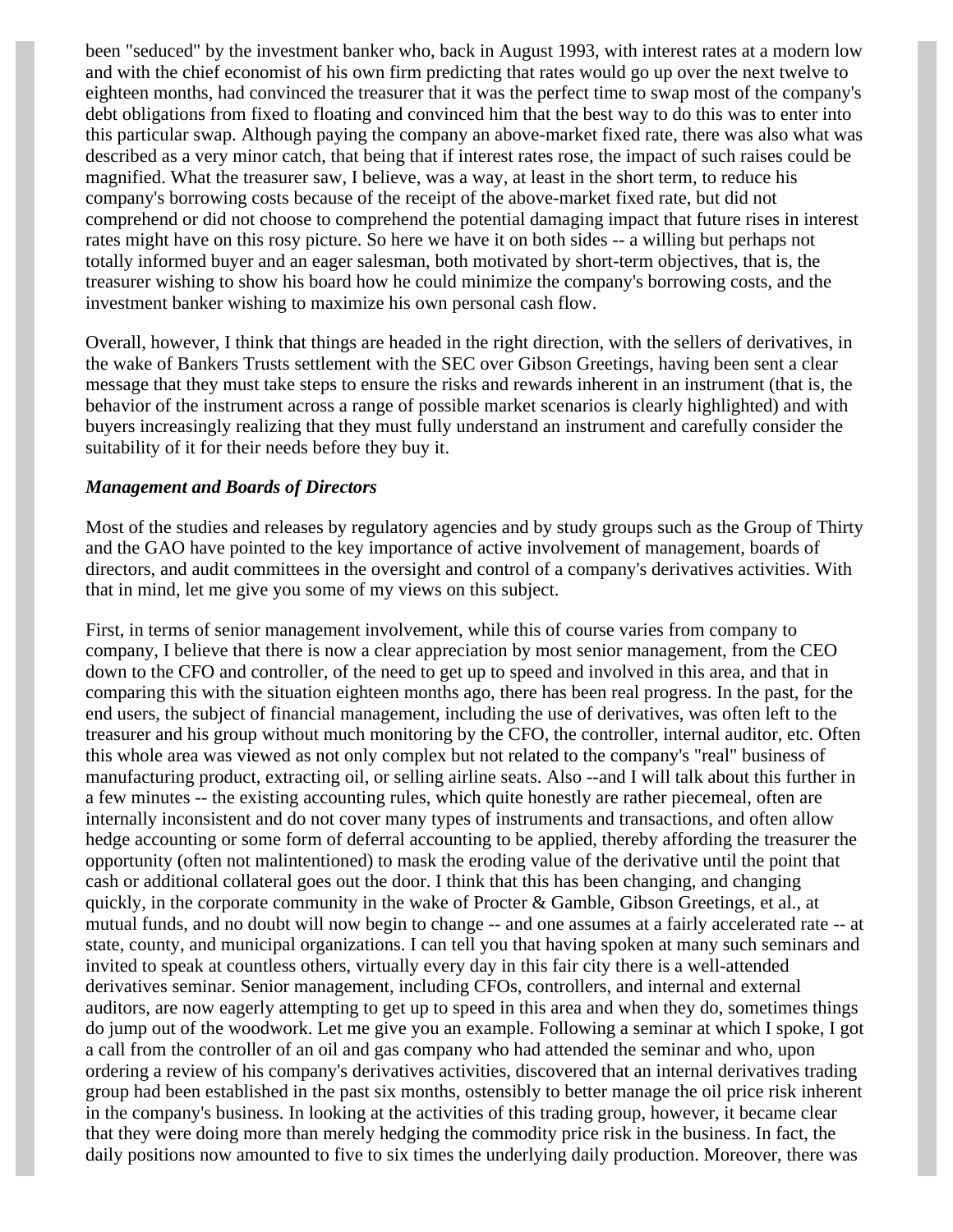been "seduced" by the investment banker who, back in August 1993, with interest rates at a modern low and with the chief economist of his own firm predicting that rates would go up over the next twelve to eighteen months, had convinced the treasurer that it was the perfect time to swap most of the company's debt obligations from fixed to floating and convinced him that the best way to do this was to enter into this particular swap. Although paying the company an above-market fixed rate, there was also what was described as a very minor catch, that being that if interest rates rose, the impact of such raises could be magnified. What the treasurer saw, I believe, was a way, at least in the short term, to reduce his company's borrowing costs because of the receipt of the above-market fixed rate, but did not comprehend or did not choose to comprehend the potential damaging impact that future rises in interest rates might have on this rosy picture. So here we have it on both sides -- a willing but perhaps not totally informed buyer and an eager salesman, both motivated by short-term objectives, that is, the treasurer wishing to show his board how he could minimize the company's borrowing costs, and the investment banker wishing to maximize his own personal cash flow.

Overall, however, I think that things are headed in the right direction, with the sellers of derivatives, in the wake of Bankers Trusts settlement with the SEC over Gibson Greetings, having been sent a clear message that they must take steps to ensure the risks and rewards inherent in an instrument (that is, the behavior of the instrument across a range of possible market scenarios is clearly highlighted) and with buyers increasingly realizing that they must fully understand an instrument and carefully consider the suitability of it for their needs before they buy it.

### *Management and Boards of Directors*

Most of the studies and releases by regulatory agencies and by study groups such as the Group of Thirty and the GAO have pointed to the key importance of active involvement of management, boards of directors, and audit committees in the oversight and control of a company's derivatives activities. With that in mind, let me give you some of my views on this subject.

First, in terms of senior management involvement, while this of course varies from company to company, I believe that there is now a clear appreciation by most senior management, from the CEO down to the CFO and controller, of the need to get up to speed and involved in this area, and that in comparing this with the situation eighteen months ago, there has been real progress. In the past, for the end users, the subject of financial management, including the use of derivatives, was often left to the treasurer and his group without much monitoring by the CFO, the controller, internal auditor, etc. Often this whole area was viewed as not only complex but not related to the company's "real" business of manufacturing product, extracting oil, or selling airline seats. Also --and I will talk about this further in a few minutes -- the existing accounting rules, which quite honestly are rather piecemeal, often are internally inconsistent and do not cover many types of instruments and transactions, and often allow hedge accounting or some form of deferral accounting to be applied, thereby affording the treasurer the opportunity (often not malintentioned) to mask the eroding value of the derivative until the point that cash or additional collateral goes out the door. I think that this has been changing, and changing quickly, in the corporate community in the wake of Procter & Gamble, Gibson Greetings, et al., at mutual funds, and no doubt will now begin to change -- and one assumes at a fairly accelerated rate -- at state, county, and municipal organizations. I can tell you that having spoken at many such seminars and invited to speak at countless others, virtually every day in this fair city there is a well-attended derivatives seminar. Senior management, including CFOs, controllers, and internal and external auditors, are now eagerly attempting to get up to speed in this area and when they do, sometimes things do jump out of the woodwork. Let me give you an example. Following a seminar at which I spoke, I got a call from the controller of an oil and gas company who had attended the seminar and who, upon ordering a review of his company's derivatives activities, discovered that an internal derivatives trading group had been established in the past six months, ostensibly to better manage the oil price risk inherent in the company's business. In looking at the activities of this trading group, however, it became clear that they were doing more than merely hedging the commodity price risk in the business. In fact, the daily positions now amounted to five to six times the underlying daily production. Moreover, there was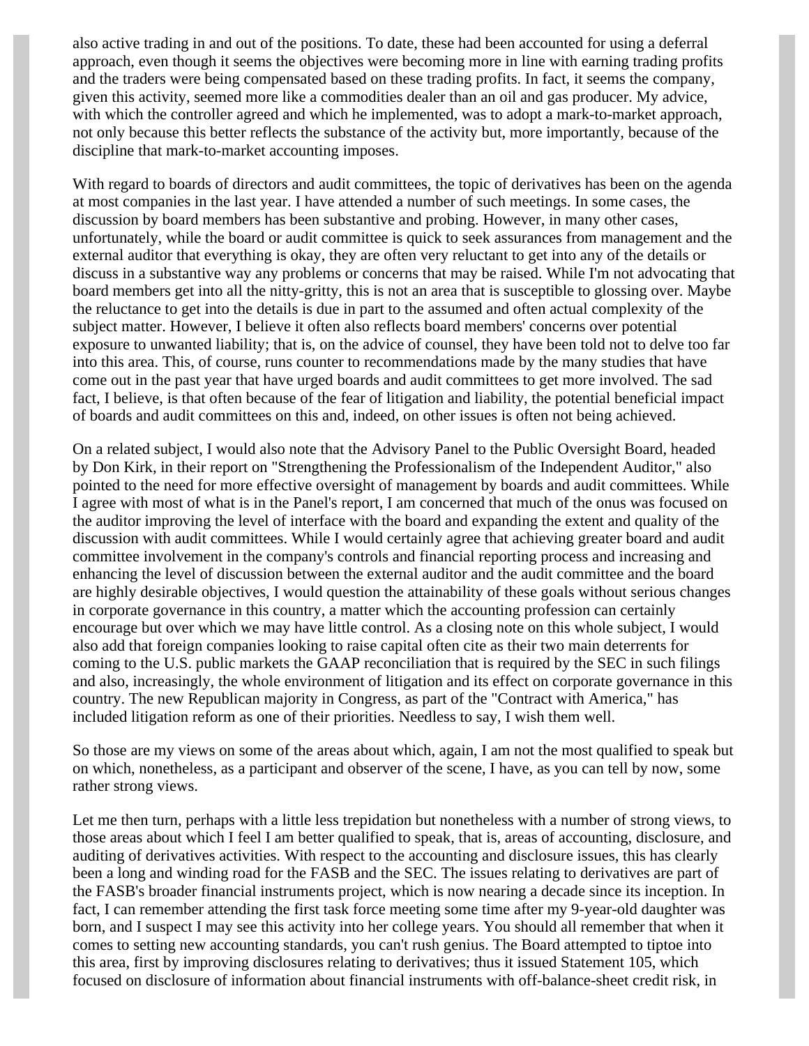also active trading in and out of the positions. To date, these had been accounted for using a deferral approach, even though it seems the objectives were becoming more in line with earning trading profits and the traders were being compensated based on these trading profits. In fact, it seems the company, given this activity, seemed more like a commodities dealer than an oil and gas producer. My advice, with which the controller agreed and which he implemented, was to adopt a mark-to-market approach, not only because this better reflects the substance of the activity but, more importantly, because of the discipline that mark-to-market accounting imposes.

With regard to boards of directors and audit committees, the topic of derivatives has been on the agenda at most companies in the last year. I have attended a number of such meetings. In some cases, the discussion by board members has been substantive and probing. However, in many other cases, unfortunately, while the board or audit committee is quick to seek assurances from management and the external auditor that everything is okay, they are often very reluctant to get into any of the details or discuss in a substantive way any problems or concerns that may be raised. While I'm not advocating that board members get into all the nitty-gritty, this is not an area that is susceptible to glossing over. Maybe the reluctance to get into the details is due in part to the assumed and often actual complexity of the subject matter. However, I believe it often also reflects board members' concerns over potential exposure to unwanted liability; that is, on the advice of counsel, they have been told not to delve too far into this area. This, of course, runs counter to recommendations made by the many studies that have come out in the past year that have urged boards and audit committees to get more involved. The sad fact, I believe, is that often because of the fear of litigation and liability, the potential beneficial impact of boards and audit committees on this and, indeed, on other issues is often not being achieved.

On a related subject, I would also note that the Advisory Panel to the Public Oversight Board, headed by Don Kirk, in their report on "Strengthening the Professionalism of the Independent Auditor," also pointed to the need for more effective oversight of management by boards and audit committees. While I agree with most of what is in the Panel's report, I am concerned that much of the onus was focused on the auditor improving the level of interface with the board and expanding the extent and quality of the discussion with audit committees. While I would certainly agree that achieving greater board and audit committee involvement in the company's controls and financial reporting process and increasing and enhancing the level of discussion between the external auditor and the audit committee and the board are highly desirable objectives, I would question the attainability of these goals without serious changes in corporate governance in this country, a matter which the accounting profession can certainly encourage but over which we may have little control. As a closing note on this whole subject, I would also add that foreign companies looking to raise capital often cite as their two main deterrents for coming to the U.S. public markets the GAAP reconciliation that is required by the SEC in such filings and also, increasingly, the whole environment of litigation and its effect on corporate governance in this country. The new Republican majority in Congress, as part of the "Contract with America," has included litigation reform as one of their priorities. Needless to say, I wish them well.

So those are my views on some of the areas about which, again, I am not the most qualified to speak but on which, nonetheless, as a participant and observer of the scene, I have, as you can tell by now, some rather strong views.

Let me then turn, perhaps with a little less trepidation but nonetheless with a number of strong views, to those areas about which I feel I am better qualified to speak, that is, areas of accounting, disclosure, and auditing of derivatives activities. With respect to the accounting and disclosure issues, this has clearly been a long and winding road for the FASB and the SEC. The issues relating to derivatives are part of the FASB's broader financial instruments project, which is now nearing a decade since its inception. In fact, I can remember attending the first task force meeting some time after my 9-year-old daughter was born, and I suspect I may see this activity into her college years. You should all remember that when it comes to setting new accounting standards, you can't rush genius. The Board attempted to tiptoe into this area, first by improving disclosures relating to derivatives; thus it issued Statement 105, which focused on disclosure of information about financial instruments with off-balance-sheet credit risk, in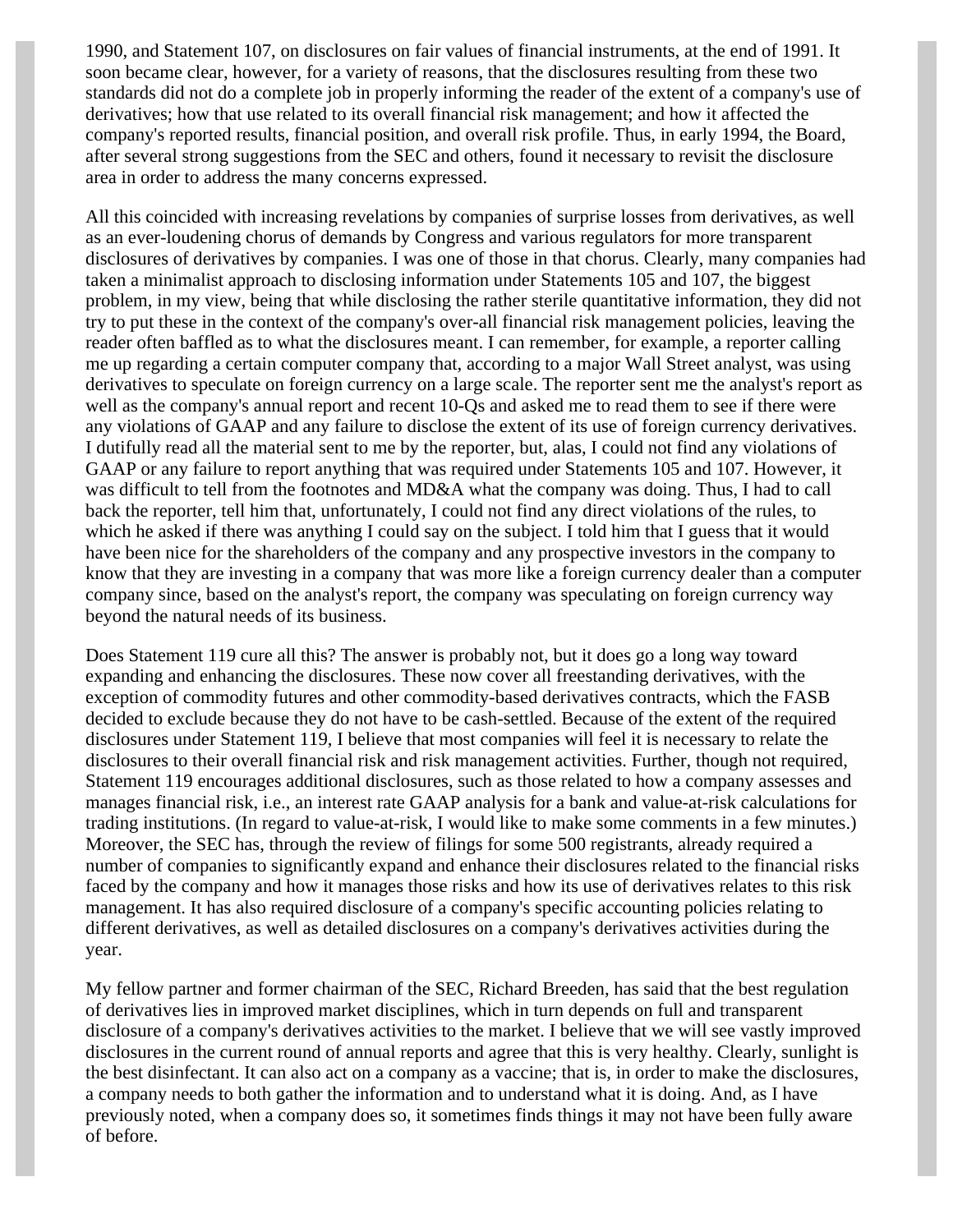1990, and Statement 107, on disclosures on fair values of financial instruments, at the end of 1991. It soon became clear, however, for a variety of reasons, that the disclosures resulting from these two standards did not do a complete job in properly informing the reader of the extent of a company's use of derivatives; how that use related to its overall financial risk management; and how it affected the company's reported results, financial position, and overall risk profile. Thus, in early 1994, the Board, after several strong suggestions from the SEC and others, found it necessary to revisit the disclosure area in order to address the many concerns expressed.

All this coincided with increasing revelations by companies of surprise losses from derivatives, as well as an ever-loudening chorus of demands by Congress and various regulators for more transparent disclosures of derivatives by companies. I was one of those in that chorus. Clearly, many companies had taken a minimalist approach to disclosing information under Statements 105 and 107, the biggest problem, in my view, being that while disclosing the rather sterile quantitative information, they did not try to put these in the context of the company's over-all financial risk management policies, leaving the reader often baffled as to what the disclosures meant. I can remember, for example, a reporter calling me up regarding a certain computer company that, according to a major Wall Street analyst, was using derivatives to speculate on foreign currency on a large scale. The reporter sent me the analyst's report as well as the company's annual report and recent 10-Qs and asked me to read them to see if there were any violations of GAAP and any failure to disclose the extent of its use of foreign currency derivatives. I dutifully read all the material sent to me by the reporter, but, alas, I could not find any violations of GAAP or any failure to report anything that was required under Statements 105 and 107. However, it was difficult to tell from the footnotes and MD&A what the company was doing. Thus, I had to call back the reporter, tell him that, unfortunately, I could not find any direct violations of the rules, to which he asked if there was anything I could say on the subject. I told him that I guess that it would have been nice for the shareholders of the company and any prospective investors in the company to know that they are investing in a company that was more like a foreign currency dealer than a computer company since, based on the analyst's report, the company was speculating on foreign currency way beyond the natural needs of its business.

Does Statement 119 cure all this? The answer is probably not, but it does go a long way toward expanding and enhancing the disclosures. These now cover all freestanding derivatives, with the exception of commodity futures and other commodity-based derivatives contracts, which the FASB decided to exclude because they do not have to be cash-settled. Because of the extent of the required disclosures under Statement 119, I believe that most companies will feel it is necessary to relate the disclosures to their overall financial risk and risk management activities. Further, though not required, Statement 119 encourages additional disclosures, such as those related to how a company assesses and manages financial risk, i.e., an interest rate GAAP analysis for a bank and value-at-risk calculations for trading institutions. (In regard to value-at-risk, I would like to make some comments in a few minutes.) Moreover, the SEC has, through the review of filings for some 500 registrants, already required a number of companies to significantly expand and enhance their disclosures related to the financial risks faced by the company and how it manages those risks and how its use of derivatives relates to this risk management. It has also required disclosure of a company's specific accounting policies relating to different derivatives, as well as detailed disclosures on a company's derivatives activities during the year.

My fellow partner and former chairman of the SEC, Richard Breeden, has said that the best regulation of derivatives lies in improved market disciplines, which in turn depends on full and transparent disclosure of a company's derivatives activities to the market. I believe that we will see vastly improved disclosures in the current round of annual reports and agree that this is very healthy. Clearly, sunlight is the best disinfectant. It can also act on a company as a vaccine; that is, in order to make the disclosures, a company needs to both gather the information and to understand what it is doing. And, as I have previously noted, when a company does so, it sometimes finds things it may not have been fully aware of before.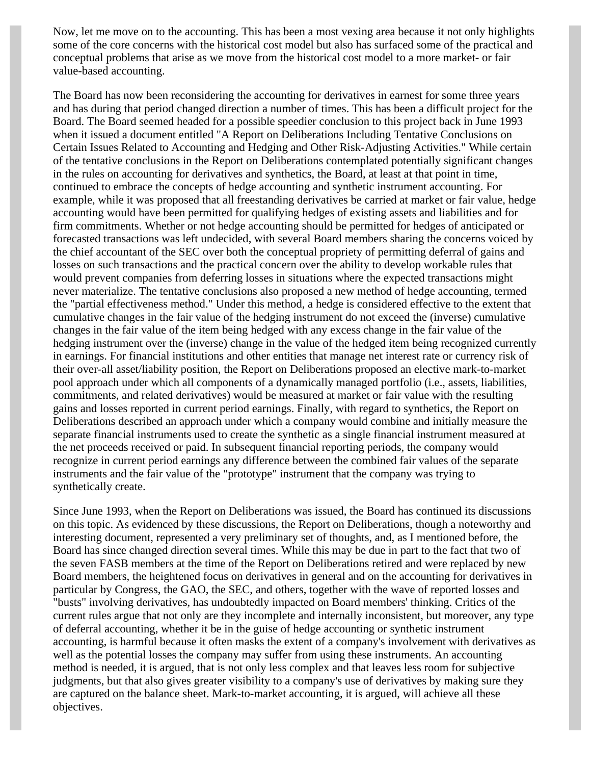Now, let me move on to the accounting. This has been a most vexing area because it not only highlights some of the core concerns with the historical cost model but also has surfaced some of the practical and conceptual problems that arise as we move from the historical cost model to a more market- or fair value-based accounting.

The Board has now been reconsidering the accounting for derivatives in earnest for some three years and has during that period changed direction a number of times. This has been a difficult project for the Board. The Board seemed headed for a possible speedier conclusion to this project back in June 1993 when it issued a document entitled "A Report on Deliberations Including Tentative Conclusions on Certain Issues Related to Accounting and Hedging and Other Risk-Adjusting Activities." While certain of the tentative conclusions in the Report on Deliberations contemplated potentially significant changes in the rules on accounting for derivatives and synthetics, the Board, at least at that point in time, continued to embrace the concepts of hedge accounting and synthetic instrument accounting. For example, while it was proposed that all freestanding derivatives be carried at market or fair value, hedge accounting would have been permitted for qualifying hedges of existing assets and liabilities and for firm commitments. Whether or not hedge accounting should be permitted for hedges of anticipated or forecasted transactions was left undecided, with several Board members sharing the concerns voiced by the chief accountant of the SEC over both the conceptual propriety of permitting deferral of gains and losses on such transactions and the practical concern over the ability to develop workable rules that would prevent companies from deferring losses in situations where the expected transactions might never materialize. The tentative conclusions also proposed a new method of hedge accounting, termed the "partial effectiveness method." Under this method, a hedge is considered effective to the extent that cumulative changes in the fair value of the hedging instrument do not exceed the (inverse) cumulative changes in the fair value of the item being hedged with any excess change in the fair value of the hedging instrument over the (inverse) change in the value of the hedged item being recognized currently in earnings. For financial institutions and other entities that manage net interest rate or currency risk of their over-all asset/liability position, the Report on Deliberations proposed an elective mark-to-market pool approach under which all components of a dynamically managed portfolio (i.e., assets, liabilities, commitments, and related derivatives) would be measured at market or fair value with the resulting gains and losses reported in current period earnings. Finally, with regard to synthetics, the Report on Deliberations described an approach under which a company would combine and initially measure the separate financial instruments used to create the synthetic as a single financial instrument measured at the net proceeds received or paid. In subsequent financial reporting periods, the company would recognize in current period earnings any difference between the combined fair values of the separate instruments and the fair value of the "prototype" instrument that the company was trying to synthetically create.

Since June 1993, when the Report on Deliberations was issued, the Board has continued its discussions on this topic. As evidenced by these discussions, the Report on Deliberations, though a noteworthy and interesting document, represented a very preliminary set of thoughts, and, as I mentioned before, the Board has since changed direction several times. While this may be due in part to the fact that two of the seven FASB members at the time of the Report on Deliberations retired and were replaced by new Board members, the heightened focus on derivatives in general and on the accounting for derivatives in particular by Congress, the GAO, the SEC, and others, together with the wave of reported losses and "busts" involving derivatives, has undoubtedly impacted on Board members' thinking. Critics of the current rules argue that not only are they incomplete and internally inconsistent, but moreover, any type of deferral accounting, whether it be in the guise of hedge accounting or synthetic instrument accounting, is harmful because it often masks the extent of a company's involvement with derivatives as well as the potential losses the company may suffer from using these instruments. An accounting method is needed, it is argued, that is not only less complex and that leaves less room for subjective judgments, but that also gives greater visibility to a company's use of derivatives by making sure they are captured on the balance sheet. Mark-to-market accounting, it is argued, will achieve all these objectives.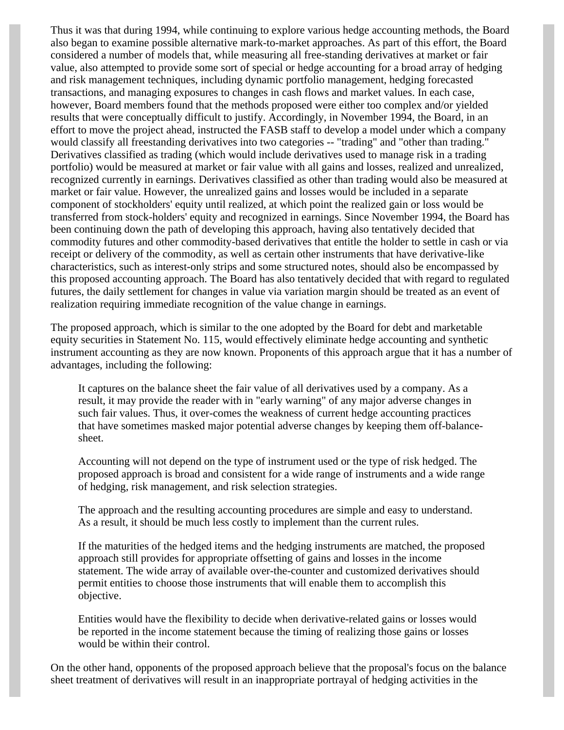Thus it was that during 1994, while continuing to explore various hedge accounting methods, the Board also began to examine possible alternative mark-to-market approaches. As part of this effort, the Board considered a number of models that, while measuring all free-standing derivatives at market or fair value, also attempted to provide some sort of special or hedge accounting for a broad array of hedging and risk management techniques, including dynamic portfolio management, hedging forecasted transactions, and managing exposures to changes in cash flows and market values. In each case, however, Board members found that the methods proposed were either too complex and/or yielded results that were conceptually difficult to justify. Accordingly, in November 1994, the Board, in an effort to move the project ahead, instructed the FASB staff to develop a model under which a company would classify all freestanding derivatives into two categories -- "trading" and "other than trading." Derivatives classified as trading (which would include derivatives used to manage risk in a trading portfolio) would be measured at market or fair value with all gains and losses, realized and unrealized, recognized currently in earnings. Derivatives classified as other than trading would also be measured at market or fair value. However, the unrealized gains and losses would be included in a separate component of stockholders' equity until realized, at which point the realized gain or loss would be transferred from stock-holders' equity and recognized in earnings. Since November 1994, the Board has been continuing down the path of developing this approach, having also tentatively decided that commodity futures and other commodity-based derivatives that entitle the holder to settle in cash or via receipt or delivery of the commodity, as well as certain other instruments that have derivative-like characteristics, such as interest-only strips and some structured notes, should also be encompassed by this proposed accounting approach. The Board has also tentatively decided that with regard to regulated futures, the daily settlement for changes in value via variation margin should be treated as an event of realization requiring immediate recognition of the value change in earnings.

The proposed approach, which is similar to the one adopted by the Board for debt and marketable equity securities in Statement No. 115, would effectively eliminate hedge accounting and synthetic instrument accounting as they are now known. Proponents of this approach argue that it has a number of advantages, including the following:

> It captures on the balance sheet the fair value of all derivatives used by a company. As a result, it may provide the reader with in "early warning" of any major adverse changes in such fair values. Thus, it over-comes the weakness of current hedge accounting practices that have sometimes masked major potential adverse changes by keeping them off-balance-sheet.
>
> Accounting will not depend on the type of instrument used or the type of risk hedged. The proposed approach is broad and consistent for a wide range of instruments and a wide range of hedging, risk management, and risk selection strategies.
>
> The approach and the resulting accounting procedures are simple and easy to understand. As a result, it should be much less costly to implement than the current rules.
>
> If the maturities of the hedged items and the hedging instruments are matched, the proposed approach still provides for appropriate offsetting of gains and losses in the income statement. The wide array of available over-the-counter and customized derivatives should permit entities to choose those instruments that will enable them to accomplish this objective.
>
> Entities would have the flexibility to decide when derivative-related gains or losses would be reported in the income statement because the timing of realizing those gains or losses would be within their control.

On the other hand, opponents of the proposed approach believe that the proposal's focus on the balance sheet treatment of derivatives will result in an inappropriate portrayal of hedging activities in the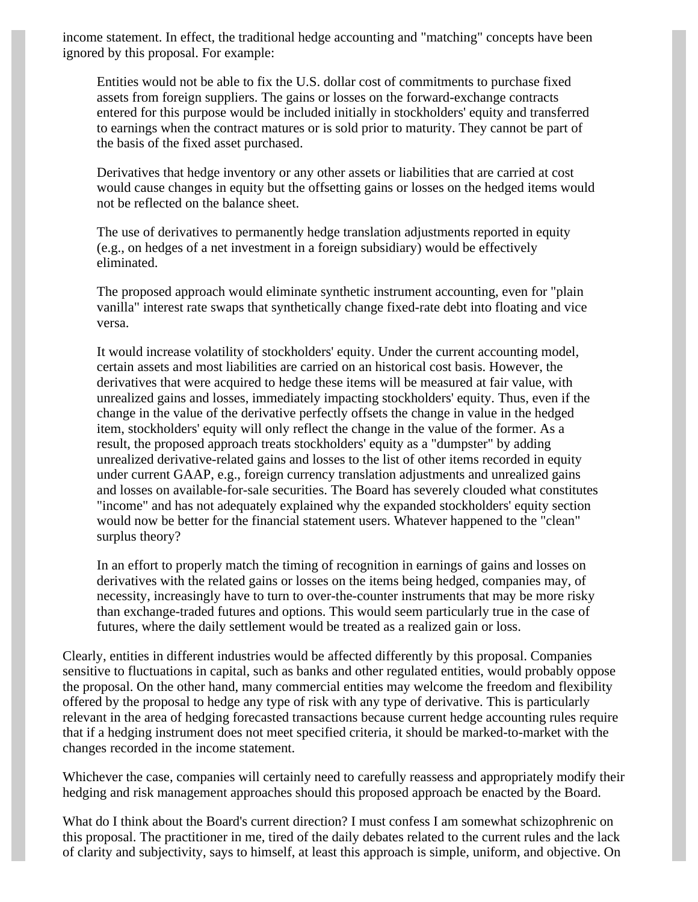income statement. In effect, the traditional hedge accounting and "matching" concepts have been ignored by this proposal. For example:

> Entities would not be able to fix the U.S. dollar cost of commitments to purchase fixed assets from foreign suppliers. The gains or losses on the forward-exchange contracts entered for this purpose would be included initially in stockholders' equity and transferred to earnings when the contract matures or is sold prior to maturity. They cannot be part of the basis of the fixed asset purchased.
>
> Derivatives that hedge inventory or any other assets or liabilities that are carried at cost would cause changes in equity but the offsetting gains or losses on the hedged items would not be reflected on the balance sheet.
>
> The use of derivatives to permanently hedge translation adjustments reported in equity (e.g., on hedges of a net investment in a foreign subsidiary) would be effectively eliminated.
>
> The proposed approach would eliminate synthetic instrument accounting, even for "plain vanilla" interest rate swaps that synthetically change fixed-rate debt into floating and vice versa.
>
> It would increase volatility of stockholders' equity. Under the current accounting model, certain assets and most liabilities are carried on an historical cost basis. However, the derivatives that were acquired to hedge these items will be measured at fair value, with unrealized gains and losses, immediately impacting stockholders' equity. Thus, even if the change in the value of the derivative perfectly offsets the change in value in the hedged item, stockholders' equity will only reflect the change in the value of the former. As a result, the proposed approach treats stockholders' equity as a "dumpster" by adding unrealized derivative-related gains and losses to the list of other items recorded in equity under current GAAP, e.g., foreign currency translation adjustments and unrealized gains and losses on available-for-sale securities. The Board has severely clouded what constitutes "income" and has not adequately explained why the expanded stockholders' equity section would now be better for the financial statement users. Whatever happened to the "clean" surplus theory?
>
> In an effort to properly match the timing of recognition in earnings of gains and losses on derivatives with the related gains or losses on the items being hedged, companies may, of necessity, increasingly have to turn to over-the-counter instruments that may be more risky than exchange-traded futures and options. This would seem particularly true in the case of futures, where the daily settlement would be treated as a realized gain or loss.

Clearly, entities in different industries would be affected differently by this proposal. Companies sensitive to fluctuations in capital, such as banks and other regulated entities, would probably oppose the proposal. On the other hand, many commercial entities may welcome the freedom and flexibility offered by the proposal to hedge any type of risk with any type of derivative. This is particularly relevant in the area of hedging forecasted transactions because current hedge accounting rules require that if a hedging instrument does not meet specified criteria, it should be marked-to-market with the changes recorded in the income statement.

Whichever the case, companies will certainly need to carefully reassess and appropriately modify their hedging and risk management approaches should this proposed approach be enacted by the Board.

What do I think about the Board's current direction? I must confess I am somewhat schizophrenic on this proposal. The practitioner in me, tired of the daily debates related to the current rules and the lack of clarity and subjectivity, says to himself, at least this approach is simple, uniform, and objective. On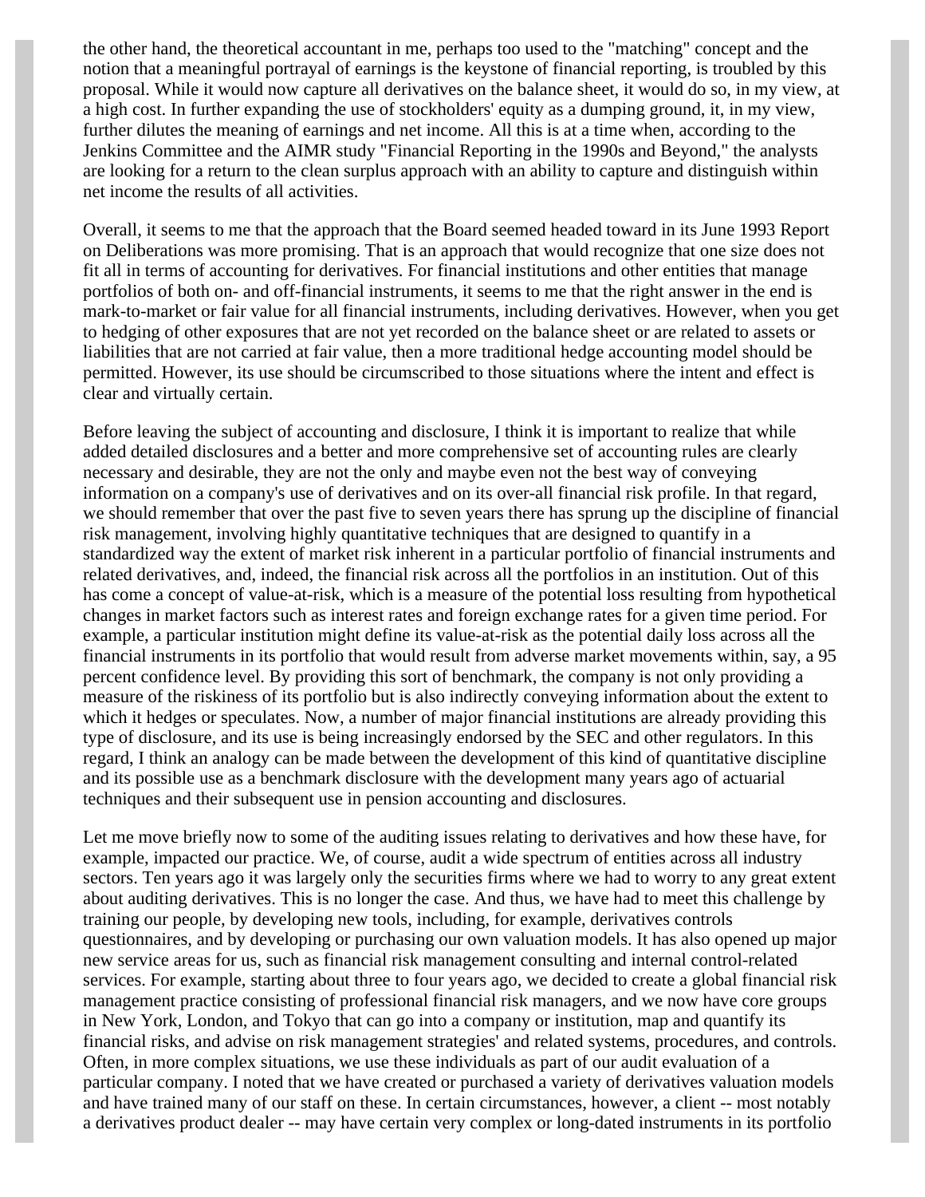the other hand, the theoretical accountant in me, perhaps too used to the "matching" concept and the notion that a meaningful portrayal of earnings is the keystone of financial reporting, is troubled by this proposal. While it would now capture all derivatives on the balance sheet, it would do so, in my view, at a high cost. In further expanding the use of stockholders' equity as a dumping ground, it, in my view, further dilutes the meaning of earnings and net income. All this is at a time when, according to the Jenkins Committee and the AIMR study "Financial Reporting in the 1990s and Beyond," the analysts are looking for a return to the clean surplus approach with an ability to capture and distinguish within net income the results of all activities.

Overall, it seems to me that the approach that the Board seemed headed toward in its June 1993 Report on Deliberations was more promising. That is an approach that would recognize that one size does not fit all in terms of accounting for derivatives. For financial institutions and other entities that manage portfolios of both on- and off-financial instruments, it seems to me that the right answer in the end is mark-to-market or fair value for all financial instruments, including derivatives. However, when you get to hedging of other exposures that are not yet recorded on the balance sheet or are related to assets or liabilities that are not carried at fair value, then a more traditional hedge accounting model should be permitted. However, its use should be circumscribed to those situations where the intent and effect is clear and virtually certain.

Before leaving the subject of accounting and disclosure, I think it is important to realize that while added detailed disclosures and a better and more comprehensive set of accounting rules are clearly necessary and desirable, they are not the only and maybe even not the best way of conveying information on a company's use of derivatives and on its over-all financial risk profile. In that regard, we should remember that over the past five to seven years there has sprung up the discipline of financial risk management, involving highly quantitative techniques that are designed to quantify in a standardized way the extent of market risk inherent in a particular portfolio of financial instruments and related derivatives, and, indeed, the financial risk across all the portfolios in an institution. Out of this has come a concept of value-at-risk, which is a measure of the potential loss resulting from hypothetical changes in market factors such as interest rates and foreign exchange rates for a given time period. For example, a particular institution might define its value-at-risk as the potential daily loss across all the financial instruments in its portfolio that would result from adverse market movements within, say, a 95 percent confidence level. By providing this sort of benchmark, the company is not only providing a measure of the riskiness of its portfolio but is also indirectly conveying information about the extent to which it hedges or speculates. Now, a number of major financial institutions are already providing this type of disclosure, and its use is being increasingly endorsed by the SEC and other regulators. In this regard, I think an analogy can be made between the development of this kind of quantitative discipline and its possible use as a benchmark disclosure with the development many years ago of actuarial techniques and their subsequent use in pension accounting and disclosures.

Let me move briefly now to some of the auditing issues relating to derivatives and how these have, for example, impacted our practice. We, of course, audit a wide spectrum of entities across all industry sectors. Ten years ago it was largely only the securities firms where we had to worry to any great extent about auditing derivatives. This is no longer the case. And thus, we have had to meet this challenge by training our people, by developing new tools, including, for example, derivatives controls questionnaires, and by developing or purchasing our own valuation models. It has also opened up major new service areas for us, such as financial risk management consulting and internal control-related services. For example, starting about three to four years ago, we decided to create a global financial risk management practice consisting of professional financial risk managers, and we now have core groups in New York, London, and Tokyo that can go into a company or institution, map and quantify its financial risks, and advise on risk management strategies' and related systems, procedures, and controls. Often, in more complex situations, we use these individuals as part of our audit evaluation of a particular company. I noted that we have created or purchased a variety of derivatives valuation models and have trained many of our staff on these. In certain circumstances, however, a client -- most notably a derivatives product dealer -- may have certain very complex or long-dated instruments in its portfolio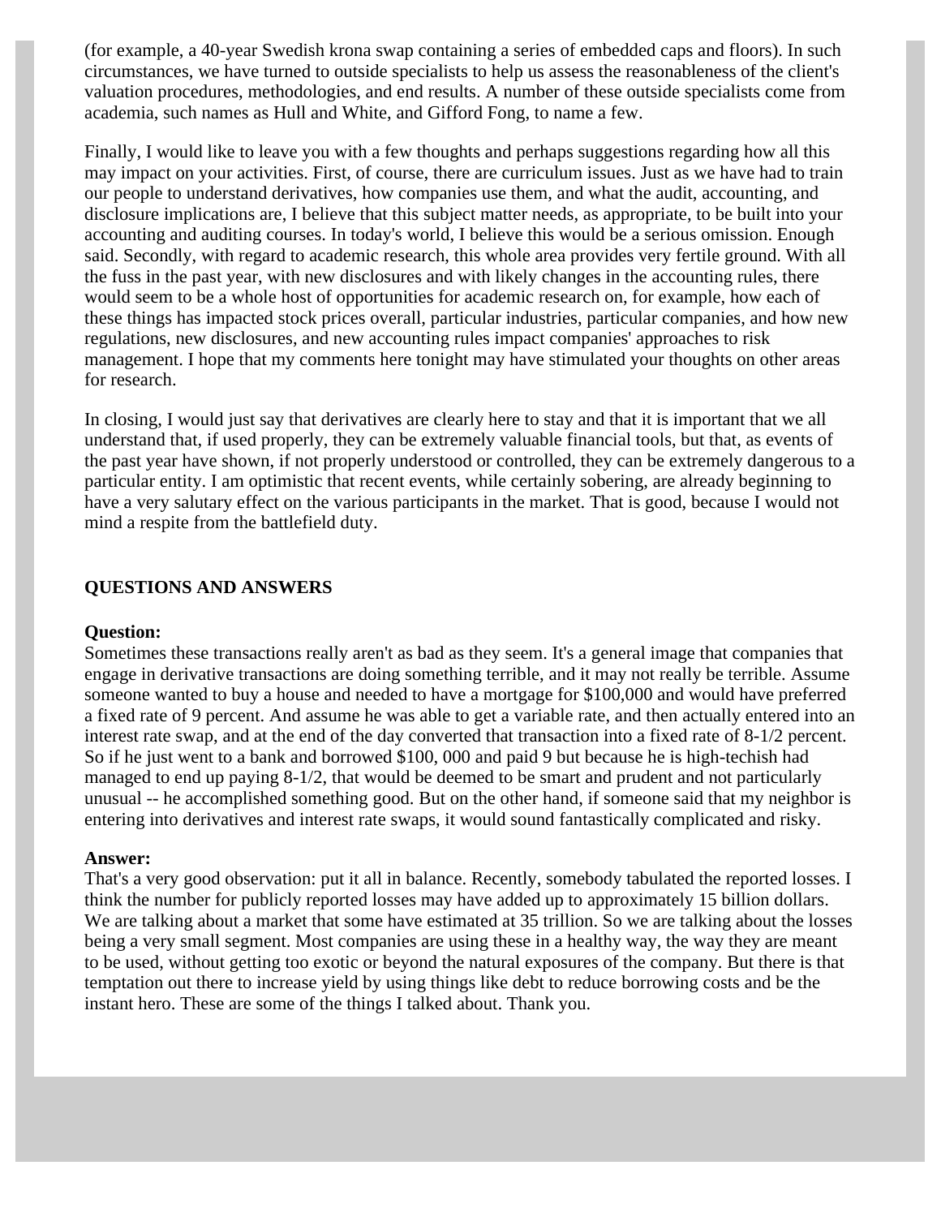(for example, a 40-year Swedish krona swap containing a series of embedded caps and floors). In such circumstances, we have turned to outside specialists to help us assess the reasonableness of the client's valuation procedures, methodologies, and end results. A number of these outside specialists come from academia, such names as Hull and White, and Gifford Fong, to name a few.

Finally, I would like to leave you with a few thoughts and perhaps suggestions regarding how all this may impact on your activities. First, of course, there are curriculum issues. Just as we have had to train our people to understand derivatives, how companies use them, and what the audit, accounting, and disclosure implications are, I believe that this subject matter needs, as appropriate, to be built into your accounting and auditing courses. In today's world, I believe this would be a serious omission. Enough said. Secondly, with regard to academic research, this whole area provides very fertile ground. With all the fuss in the past year, with new disclosures and with likely changes in the accounting rules, there would seem to be a whole host of opportunities for academic research on, for example, how each of these things has impacted stock prices overall, particular industries, particular companies, and how new regulations, new disclosures, and new accounting rules impact companies' approaches to risk management. I hope that my comments here tonight may have stimulated your thoughts on other areas for research.

In closing, I would just say that derivatives are clearly here to stay and that it is important that we all understand that, if used properly, they can be extremely valuable financial tools, but that, as events of the past year have shown, if not properly understood or controlled, they can be extremely dangerous to a particular entity. I am optimistic that recent events, while certainly sobering, are already beginning to have a very salutary effect on the various participants in the market. That is good, because I would not mind a respite from the battlefield duty.

## QUESTIONS AND ANSWERS

**Question:**
Sometimes these transactions really aren't as bad as they seem. It's a general image that companies that engage in derivative transactions are doing something terrible, and it may not really be terrible. Assume someone wanted to buy a house and needed to have a mortgage for $100,000 and would have preferred a fixed rate of 9 percent. And assume he was able to get a variable rate, and then actually entered into an interest rate swap, and at the end of the day converted that transaction into a fixed rate of 8-1/2 percent. So if he just went to a bank and borrowed $100, 000 and paid 9 but because he is high-techish had managed to end up paying 8-1/2, that would be deemed to be smart and prudent and not particularly unusual -- he accomplished something good. But on the other hand, if someone said that my neighbor is entering into derivatives and interest rate swaps, it would sound fantastically complicated and risky.

**Answer:**
That's a very good observation: put it all in balance. Recently, somebody tabulated the reported losses. I think the number for publicly reported losses may have added up to approximately 15 billion dollars. We are talking about a market that some have estimated at 35 trillion. So we are talking about the losses being a very small segment. Most companies are using these in a healthy way, the way they are meant to be used, without getting too exotic or beyond the natural exposures of the company. But there is that temptation out there to increase yield by using things like debt to reduce borrowing costs and be the instant hero. These are some of the things I talked about. Thank you.